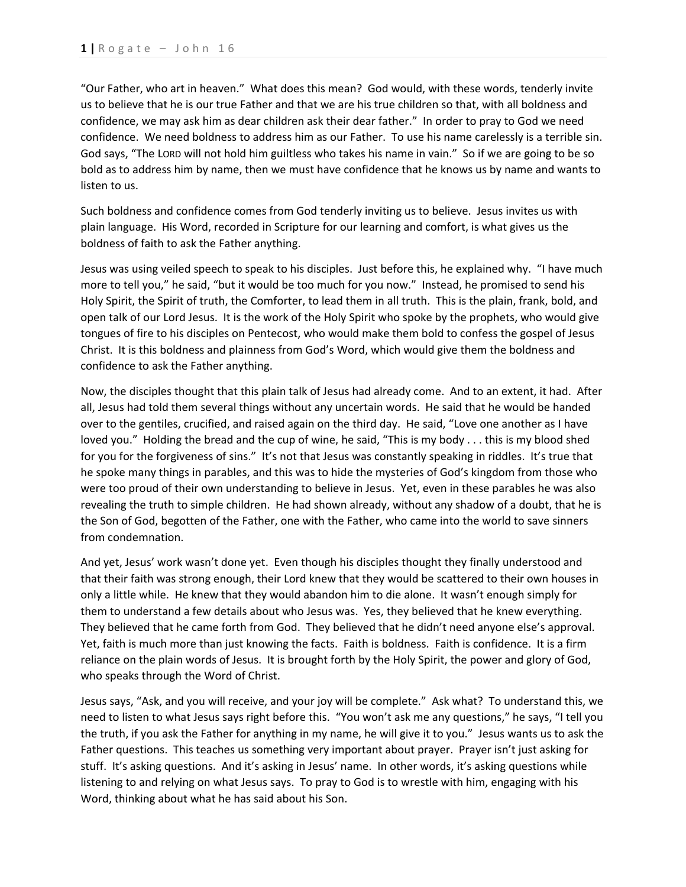“Our Father, who art in heaven.” What does this mean? God would, with these words, tenderly invite us to believe that he is our true Father and that we are his true children so that, with all boldness and confidence, we may ask him as dear children ask their dear father.” In order to pray to God we need confidence. We need boldness to address him as our Father. To use his name carelessly is a terrible sin. God says, “The LORD will not hold him guiltless who takes his name in vain.” So if we are going to be so bold as to address him by name, then we must have confidence that he knows us by name and wants to listen to us.

Such boldness and confidence comes from God tenderly inviting us to believe. Jesus invites us with plain language. His Word, recorded in Scripture for our learning and comfort, is what gives us the boldness of faith to ask the Father anything.

Jesus was using veiled speech to speak to his disciples. Just before this, he explained why. “I have much more to tell you,” he said, “but it would be too much for you now.” Instead, he promised to send his Holy Spirit, the Spirit of truth, the Comforter, to lead them in all truth. This is the plain, frank, bold, and open talk of our Lord Jesus. It is the work of the Holy Spirit who spoke by the prophets, who would give tongues of fire to his disciples on Pentecost, who would make them bold to confess the gospel of Jesus Christ. It is this boldness and plainness from God’s Word, which would give them the boldness and confidence to ask the Father anything.

Now, the disciples thought that this plain talk of Jesus had already come. And to an extent, it had. After all, Jesus had told them several things without any uncertain words. He said that he would be handed over to the gentiles, crucified, and raised again on the third day. He said, “Love one another as I have loved you.” Holding the bread and the cup of wine, he said, “This is my body . . . this is my blood shed for you for the forgiveness of sins.” It’s not that Jesus was constantly speaking in riddles. It’s true that he spoke many things in parables, and this was to hide the mysteries of God’s kingdom from those who were too proud of their own understanding to believe in Jesus. Yet, even in these parables he was also revealing the truth to simple children. He had shown already, without any shadow of a doubt, that he is the Son of God, begotten of the Father, one with the Father, who came into the world to save sinners from condemnation.

And yet, Jesus’ work wasn’t done yet. Even though his disciples thought they finally understood and that their faith was strong enough, their Lord knew that they would be scattered to their own houses in only a little while. He knew that they would abandon him to die alone. It wasn’t enough simply for them to understand a few details about who Jesus was. Yes, they believed that he knew everything. They believed that he came forth from God. They believed that he didn’t need anyone else’s approval. Yet, faith is much more than just knowing the facts. Faith is boldness. Faith is confidence. It is a firm reliance on the plain words of Jesus. It is brought forth by the Holy Spirit, the power and glory of God, who speaks through the Word of Christ.

Jesus says, “Ask, and you will receive, and your joy will be complete.” Ask what? To understand this, we need to listen to what Jesus says right before this. “You won’t ask me any questions,” he says, “I tell you the truth, if you ask the Father for anything in my name, he will give it to you.” Jesus wants us to ask the Father questions. This teaches us something very important about prayer. Prayer isn’t just asking for stuff. It’s asking questions. And it’s asking in Jesus’ name. In other words, it’s asking questions while listening to and relying on what Jesus says. To pray to God is to wrestle with him, engaging with his Word, thinking about what he has said about his Son.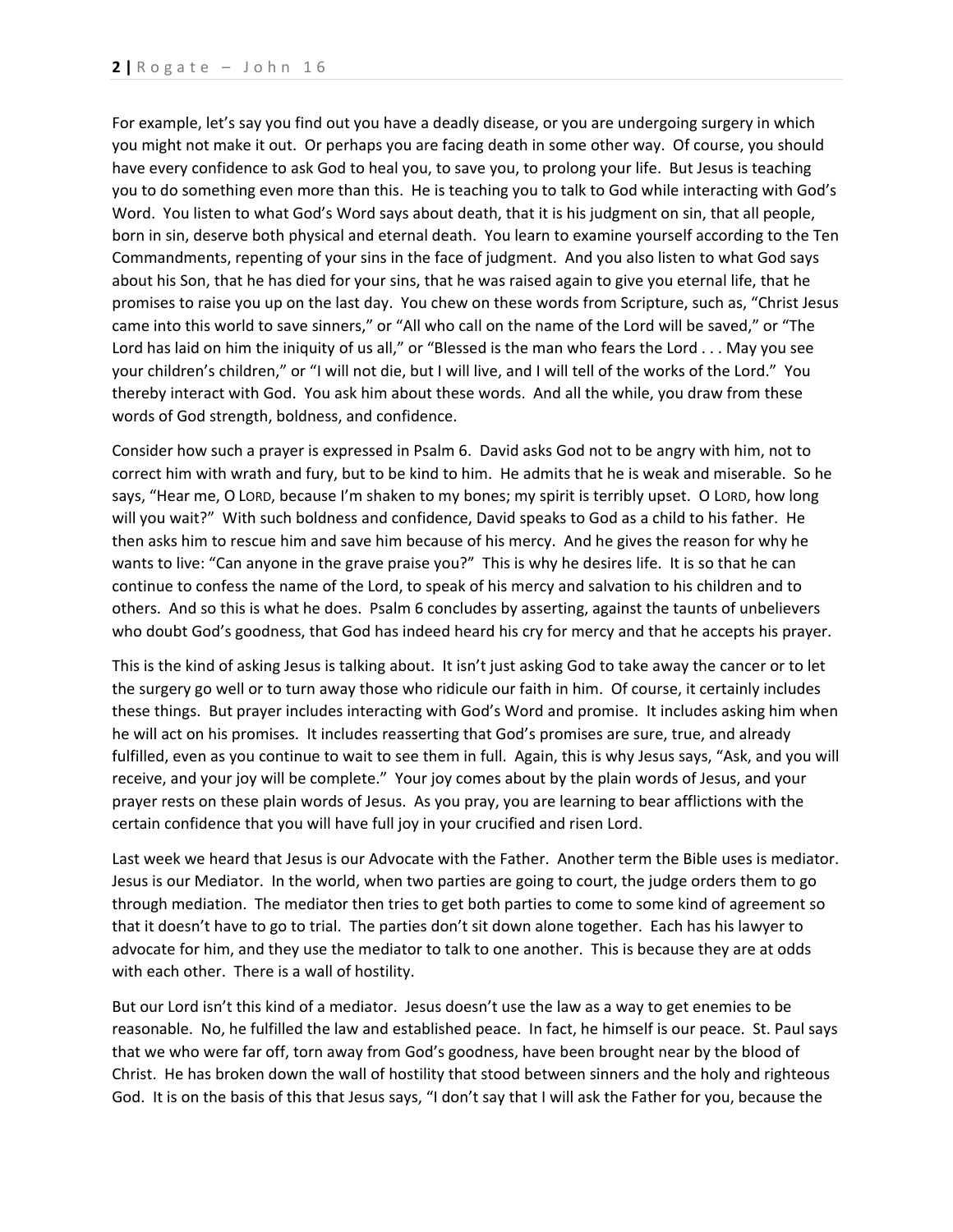For example, let's say you find out you have a deadly disease, or you are undergoing surgery in which you might not make it out. Or perhaps you are facing death in some other way. Of course, you should have every confidence to ask God to heal you, to save you, to prolong your life. But Jesus is teaching you to do something even more than this. He is teaching you to talk to God while interacting with God's Word. You listen to what God's Word says about death, that it is his judgment on sin, that all people, born in sin, deserve both physical and eternal death. You learn to examine yourself according to the Ten Commandments, repenting of your sins in the face of judgment. And you also listen to what God says about his Son, that he has died for your sins, that he was raised again to give you eternal life, that he promises to raise you up on the last day. You chew on these words from Scripture, such as, "Christ Jesus came into this world to save sinners," or "All who call on the name of the Lord will be saved," or "The Lord has laid on him the iniquity of us all," or "Blessed is the man who fears the Lord . . . May you see your children's children," or "I will not die, but I will live, and I will tell of the works of the Lord." You thereby interact with God. You ask him about these words. And all the while, you draw from these words of God strength, boldness, and confidence.

Consider how such a prayer is expressed in Psalm 6. David asks God not to be angry with him, not to correct him with wrath and fury, but to be kind to him. He admits that he is weak and miserable. So he says, "Hear me, O LORD, because I'm shaken to my bones; my spirit is terribly upset. O LORD, how long will you wait?" With such boldness and confidence, David speaks to God as a child to his father. He then asks him to rescue him and save him because of his mercy. And he gives the reason for why he wants to live: "Can anyone in the grave praise you?" This is why he desires life. It is so that he can continue to confess the name of the Lord, to speak of his mercy and salvation to his children and to others. And so this is what he does. Psalm 6 concludes by asserting, against the taunts of unbelievers who doubt God's goodness, that God has indeed heard his cry for mercy and that he accepts his prayer.

This is the kind of asking Jesus is talking about. It isn't just asking God to take away the cancer or to let the surgery go well or to turn away those who ridicule our faith in him. Of course, it certainly includes these things. But prayer includes interacting with God's Word and promise. It includes asking him when he will act on his promises. It includes reasserting that God's promises are sure, true, and already fulfilled, even as you continue to wait to see them in full. Again, this is why Jesus says, "Ask, and you will receive, and your joy will be complete." Your joy comes about by the plain words of Jesus, and your prayer rests on these plain words of Jesus. As you pray, you are learning to bear afflictions with the certain confidence that you will have full joy in your crucified and risen Lord.

Last week we heard that Jesus is our Advocate with the Father. Another term the Bible uses is mediator. Jesus is our Mediator. In the world, when two parties are going to court, the judge orders them to go through mediation. The mediator then tries to get both parties to come to some kind of agreement so that it doesn't have to go to trial. The parties don't sit down alone together. Each has his lawyer to advocate for him, and they use the mediator to talk to one another. This is because they are at odds with each other. There is a wall of hostility.

But our Lord isn't this kind of a mediator. Jesus doesn't use the law as a way to get enemies to be reasonable. No, he fulfilled the law and established peace. In fact, he himself is our peace. St. Paul says that we who were far off, torn away from God's goodness, have been brought near by the blood of Christ. He has broken down the wall of hostility that stood between sinners and the holy and righteous God. It is on the basis of this that Jesus says, "I don't say that I will ask the Father for you, because the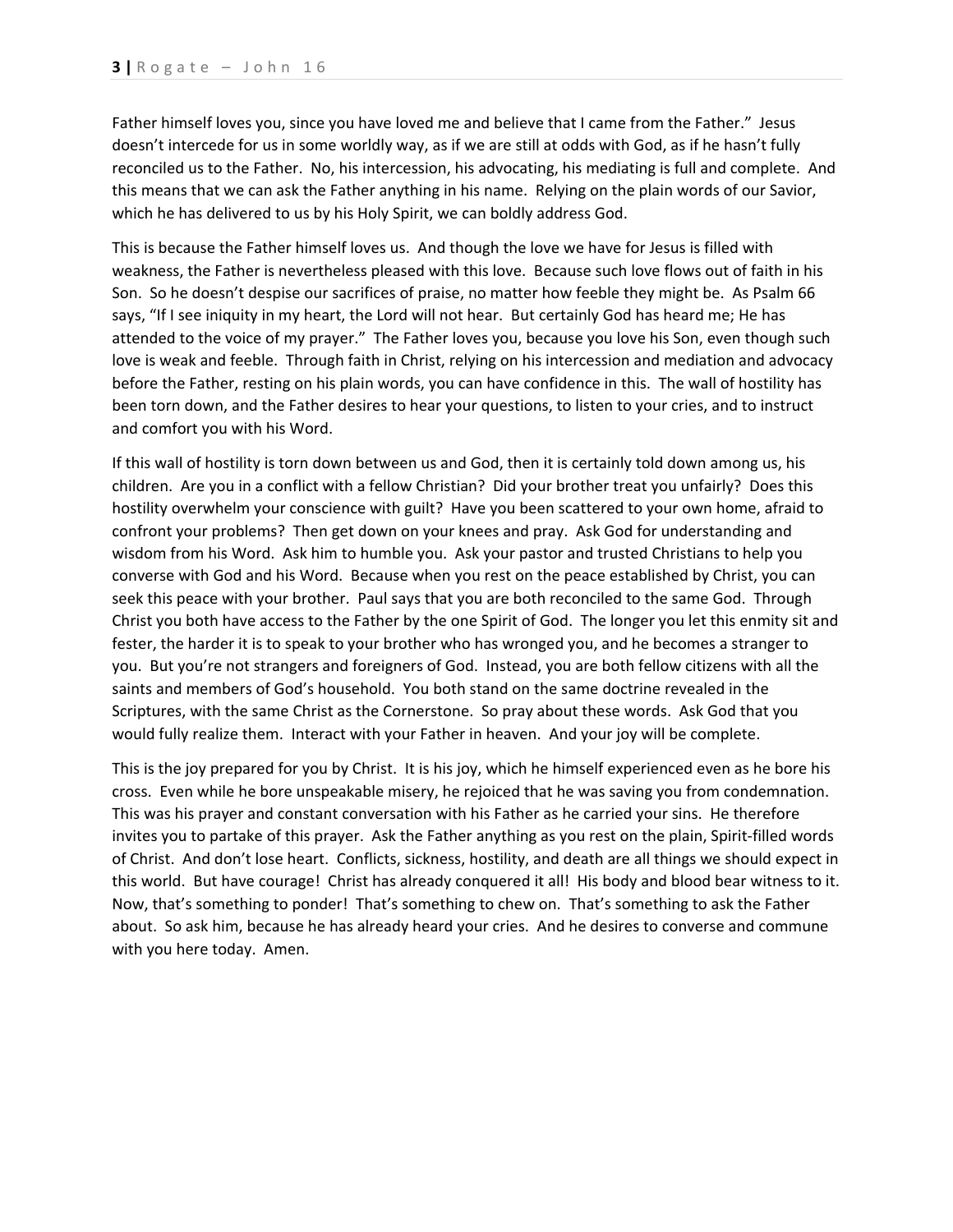Father himself loves you, since you have loved me and believe that I came from the Father." Jesus doesn't intercede for us in some worldly way, as if we are still at odds with God, as if he hasn't fully reconciled us to the Father. No, his intercession, his advocating, his mediating is full and complete. And this means that we can ask the Father anything in his name. Relying on the plain words of our Savior, which he has delivered to us by his Holy Spirit, we can boldly address God.

This is because the Father himself loves us. And though the love we have for Jesus is filled with weakness, the Father is nevertheless pleased with this love. Because such love flows out of faith in his Son. So he doesn't despise our sacrifices of praise, no matter how feeble they might be. As Psalm 66 says, "If I see iniquity in my heart, the Lord will not hear. But certainly God has heard me; He has attended to the voice of my prayer." The Father loves you, because you love his Son, even though such love is weak and feeble. Through faith in Christ, relying on his intercession and mediation and advocacy before the Father, resting on his plain words, you can have confidence in this. The wall of hostility has been torn down, and the Father desires to hear your questions, to listen to your cries, and to instruct and comfort you with his Word.

If this wall of hostility is torn down between us and God, then it is certainly told down among us, his children. Are you in a conflict with a fellow Christian? Did your brother treat you unfairly? Does this hostility overwhelm your conscience with guilt? Have you been scattered to your own home, afraid to confront your problems? Then get down on your knees and pray. Ask God for understanding and wisdom from his Word. Ask him to humble you. Ask your pastor and trusted Christians to help you converse with God and his Word. Because when you rest on the peace established by Christ, you can seek this peace with your brother. Paul says that you are both reconciled to the same God. Through Christ you both have access to the Father by the one Spirit of God. The longer you let this enmity sit and fester, the harder it is to speak to your brother who has wronged you, and he becomes a stranger to you. But you're not strangers and foreigners of God. Instead, you are both fellow citizens with all the saints and members of God's household. You both stand on the same doctrine revealed in the Scriptures, with the same Christ as the Cornerstone. So pray about these words. Ask God that you would fully realize them. Interact with your Father in heaven. And your joy will be complete.

This is the joy prepared for you by Christ. It is his joy, which he himself experienced even as he bore his cross. Even while he bore unspeakable misery, he rejoiced that he was saving you from condemnation. This was his prayer and constant conversation with his Father as he carried your sins. He therefore invites you to partake of this prayer. Ask the Father anything as you rest on the plain, Spirit-filled words of Christ. And don't lose heart. Conflicts, sickness, hostility, and death are all things we should expect in this world. But have courage! Christ has already conquered it all! His body and blood bear witness to it. Now, that's something to ponder! That's something to chew on. That's something to ask the Father about. So ask him, because he has already heard your cries. And he desires to converse and commune with you here today. Amen.